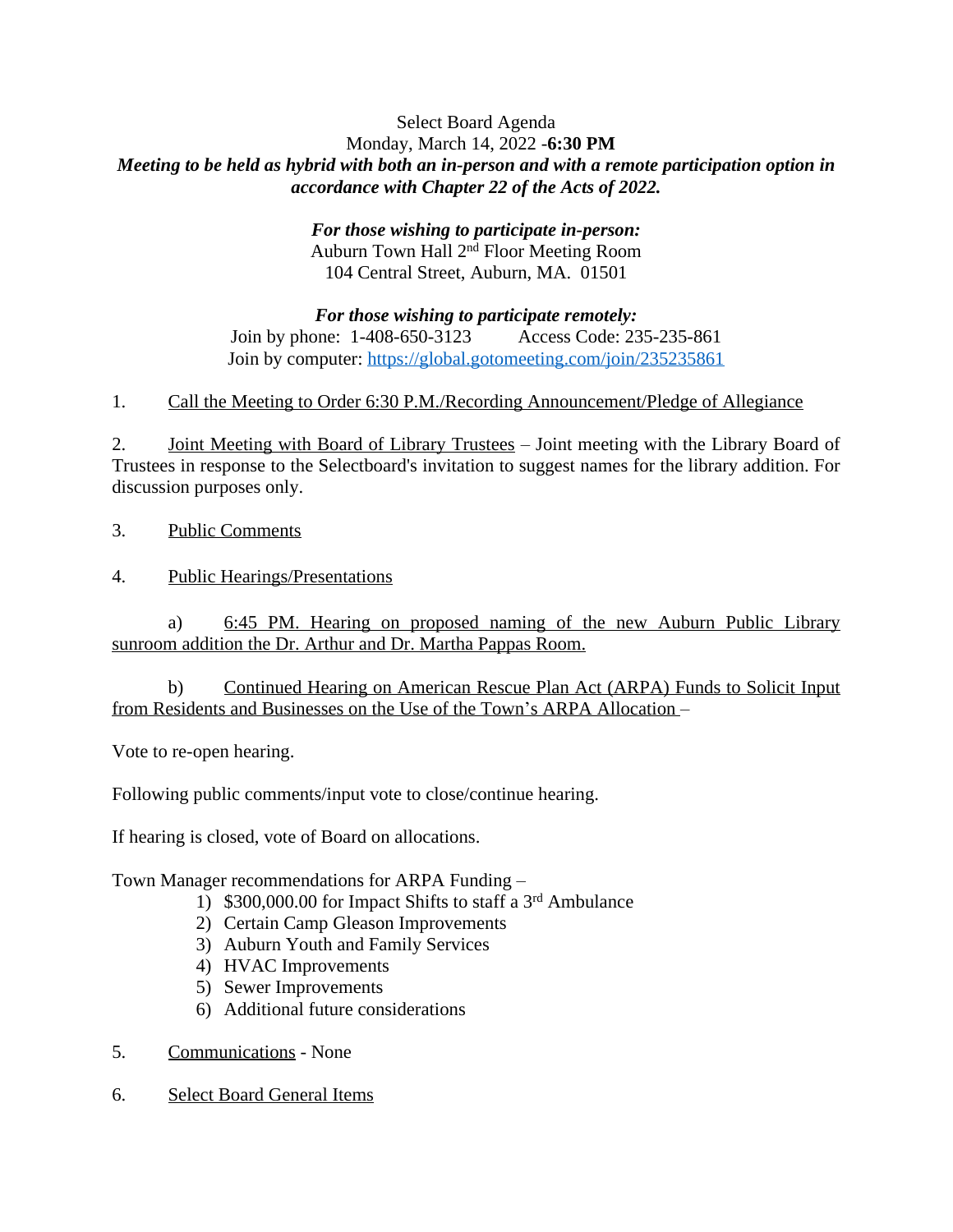Select Board Agenda

Monday, March 14, 2022 -**6:30 PM**

***Meeting to be held as hybrid with both an in-person and with a remote participation option in accordance with Chapter 22 of the Acts of 2022.***

***For those wishing to participate in-person:***

Auburn Town Hall 2nd Floor Meeting Room

104 Central Street, Auburn, MA. 01501

***For those wishing to participate remotely:***

Join by phone: 1-408-650-3123 Access Code: 235-235-861

Join by computer: https://global.gotomeeting.com/join/235235861

1. Call the Meeting to Order 6:30 P.M./Recording Announcement/Pledge of Allegiance

2. Joint Meeting with Board of Library Trustees – Joint meeting with the Library Board of Trustees in response to the Selectboard's invitation to suggest names for the library addition. For discussion purposes only.

3. Public Comments

4. Public Hearings/Presentations

   a) 6:45 PM. Hearing on proposed naming of the new Auburn Public Library sunroom addition the Dr. Arthur and Dr. Martha Pappas Room.

   b) Continued Hearing on American Rescue Plan Act (ARPA) Funds to Solicit Input from Residents and Businesses on the Use of the Town's ARPA Allocation –

Vote to re-open hearing.

Following public comments/input vote to close/continue hearing.

If hearing is closed, vote of Board on allocations.

Town Manager recommendations for ARPA Funding –

1) $300,000.00 for Impact Shifts to staff a 3rd Ambulance
2) Certain Camp Gleason Improvements
3) Auburn Youth and Family Services
4) HVAC Improvements
5) Sewer Improvements
6) Additional future considerations

5. Communications - None

6. Select Board General Items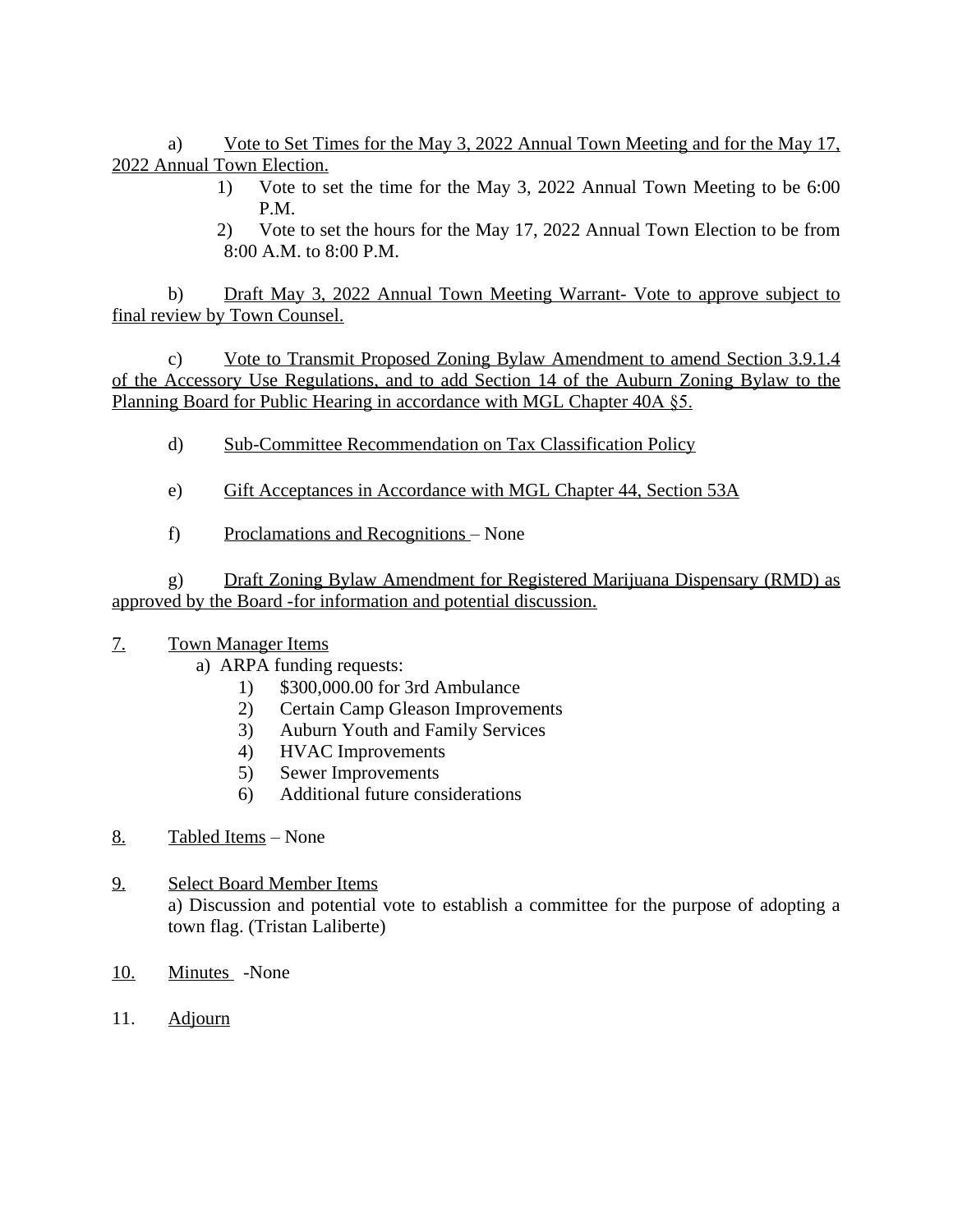a) Vote to Set Times for the May 3, 2022 Annual Town Meeting and for the May 17, 2022 Annual Town Election.

1) Vote to set the time for the May 3, 2022 Annual Town Meeting to be 6:00 P.M.
2) Vote to set the hours for the May 17, 2022 Annual Town Election to be from 8:00 A.M. to 8:00 P.M.

b) Draft May 3, 2022 Annual Town Meeting Warrant- Vote to approve subject to final review by Town Counsel.

c) Vote to Transmit Proposed Zoning Bylaw Amendment to amend Section 3.9.1.4 of the Accessory Use Regulations, and to add Section 14 of the Auburn Zoning Bylaw to the Planning Board for Public Hearing in accordance with MGL Chapter 40A §5.

d) Sub-Committee Recommendation on Tax Classification Policy

e) Gift Acceptances in Accordance with MGL Chapter 44, Section 53A

f) Proclamations and Recognitions – None

g) Draft Zoning Bylaw Amendment for Registered Marijuana Dispensary (RMD) as approved by the Board -for information and potential discussion.

7. Town Manager Items

a) ARPA funding requests:

1) $300,000.00 for 3rd Ambulance
2) Certain Camp Gleason Improvements
3) Auburn Youth and Family Services
4) HVAC Improvements
5) Sewer Improvements
6) Additional future considerations

8. Tabled Items – None

9. Select Board Member Items

a) Discussion and potential vote to establish a committee for the purpose of adopting a town flag. (Tristan Laliberte)

10. Minutes -None

11. Adjourn